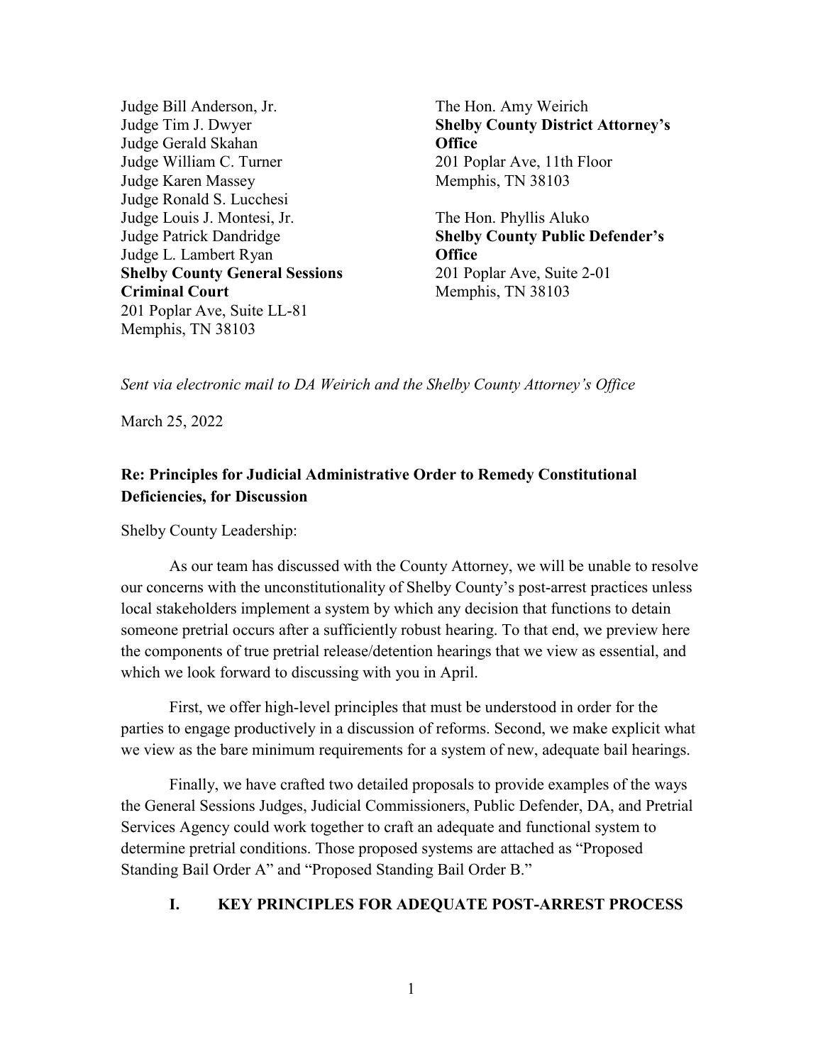Judge Bill Anderson, Jr.
Judge Tim J. Dwyer
Judge Gerald Skahan
Judge William C. Turner
Judge Karen Massey
Judge Ronald S. Lucchesi
Judge Louis J. Montesi, Jr.
Judge Patrick Dandridge
Judge L. Lambert Ryan
**Shelby County General Sessions Criminal Court**
201 Poplar Ave, Suite LL-81
Memphis, TN 38103

The Hon. Amy Weirich
**Shelby County District Attorney's Office**
201 Poplar Ave, 11th Floor
Memphis, TN 38103

The Hon. Phyllis Aluko
**Shelby County Public Defender's Office**
201 Poplar Ave, Suite 2-01
Memphis, TN 38103

*Sent via electronic mail to DA Weirich and the Shelby County Attorney's Office*

March 25, 2022

**Re: Principles for Judicial Administrative Order to Remedy Constitutional Deficiencies, for Discussion**

Shelby County Leadership:

As our team has discussed with the County Attorney, we will be unable to resolve our concerns with the unconstitutionality of Shelby County's post-arrest practices unless local stakeholders implement a system by which any decision that functions to detain someone pretrial occurs after a sufficiently robust hearing. To that end, we preview here the components of true pretrial release/detention hearings that we view as essential, and which we look forward to discussing with you in April.

First, we offer high-level principles that must be understood in order for the parties to engage productively in a discussion of reforms. Second, we make explicit what we view as the bare minimum requirements for a system of new, adequate bail hearings.

Finally, we have crafted two detailed proposals to provide examples of the ways the General Sessions Judges, Judicial Commissioners, Public Defender, DA, and Pretrial Services Agency could work together to craft an adequate and functional system to determine pretrial conditions. Those proposed systems are attached as "Proposed Standing Bail Order A" and "Proposed Standing Bail Order B."

## I. KEY PRINCIPLES FOR ADEQUATE POST-ARREST PROCESS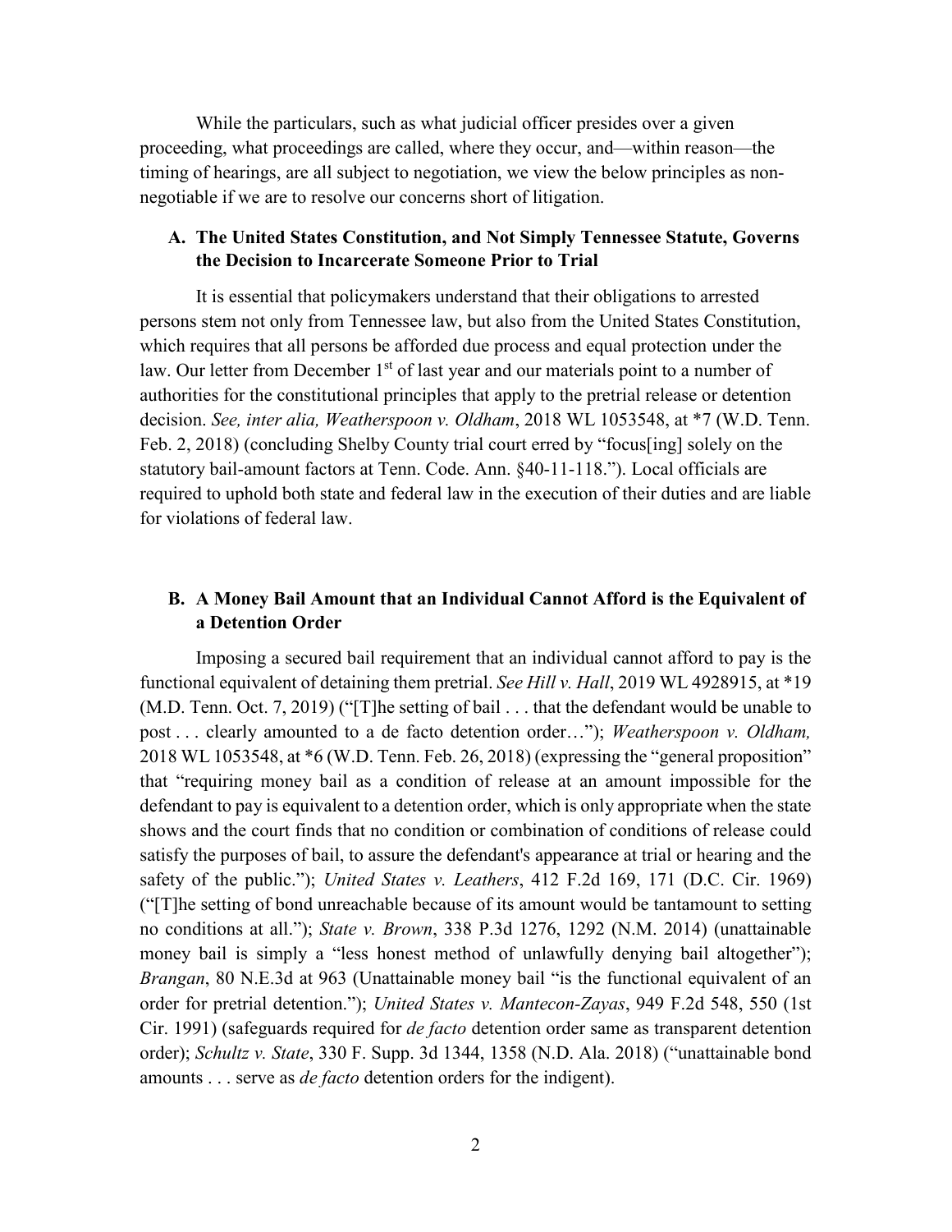While the particulars, such as what judicial officer presides over a given proceeding, what proceedings are called, where they occur, and—within reason—the timing of hearings, are all subject to negotiation, we view the below principles as non-negotiable if we are to resolve our concerns short of litigation.

### A. The United States Constitution, and Not Simply Tennessee Statute, Governs the Decision to Incarcerate Someone Prior to Trial

It is essential that policymakers understand that their obligations to arrested persons stem not only from Tennessee law, but also from the United States Constitution, which requires that all persons be afforded due process and equal protection under the law. Our letter from December 1st of last year and our materials point to a number of authorities for the constitutional principles that apply to the pretrial release or detention decision. *See, inter alia, Weatherspoon v. Oldham*, 2018 WL 1053548, at *7 (W.D. Tenn. Feb. 2, 2018) (concluding Shelby County trial court erred by "focus[ing] solely on the statutory bail-amount factors at Tenn. Code. Ann. §40-11-118."). Local officials are required to uphold both state and federal law in the execution of their duties and are liable for violations of federal law.

### B. A Money Bail Amount that an Individual Cannot Afford is the Equivalent of a Detention Order

Imposing a secured bail requirement that an individual cannot afford to pay is the functional equivalent of detaining them pretrial. *See Hill v. Hall*, 2019 WL 4928915, at *19 (M.D. Tenn. Oct. 7, 2019) ("[T]he setting of bail . . . that the defendant would be unable to post . . . clearly amounted to a de facto detention order…"); *Weatherspoon v. Oldham,* 2018 WL 1053548, at *6 (W.D. Tenn. Feb. 26, 2018) (expressing the "general proposition" that "requiring money bail as a condition of release at an amount impossible for the defendant to pay is equivalent to a detention order, which is only appropriate when the state shows and the court finds that no condition or combination of conditions of release could satisfy the purposes of bail, to assure the defendant's appearance at trial or hearing and the safety of the public."); *United States v. Leathers*, 412 F.2d 169, 171 (D.C. Cir. 1969) ("[T]he setting of bond unreachable because of its amount would be tantamount to setting no conditions at all."); *State v. Brown*, 338 P.3d 1276, 1292 (N.M. 2014) (unattainable money bail is simply a "less honest method of unlawfully denying bail altogether"); *Brangan*, 80 N.E.3d at 963 (Unattainable money bail "is the functional equivalent of an order for pretrial detention."); *United States v. Mantecon-Zayas*, 949 F.2d 548, 550 (1st Cir. 1991) (safeguards required for *de facto* detention order same as transparent detention order); *Schultz v. State*, 330 F. Supp. 3d 1344, 1358 (N.D. Ala. 2018) ("unattainable bond amounts . . . serve as *de facto* detention orders for the indigent).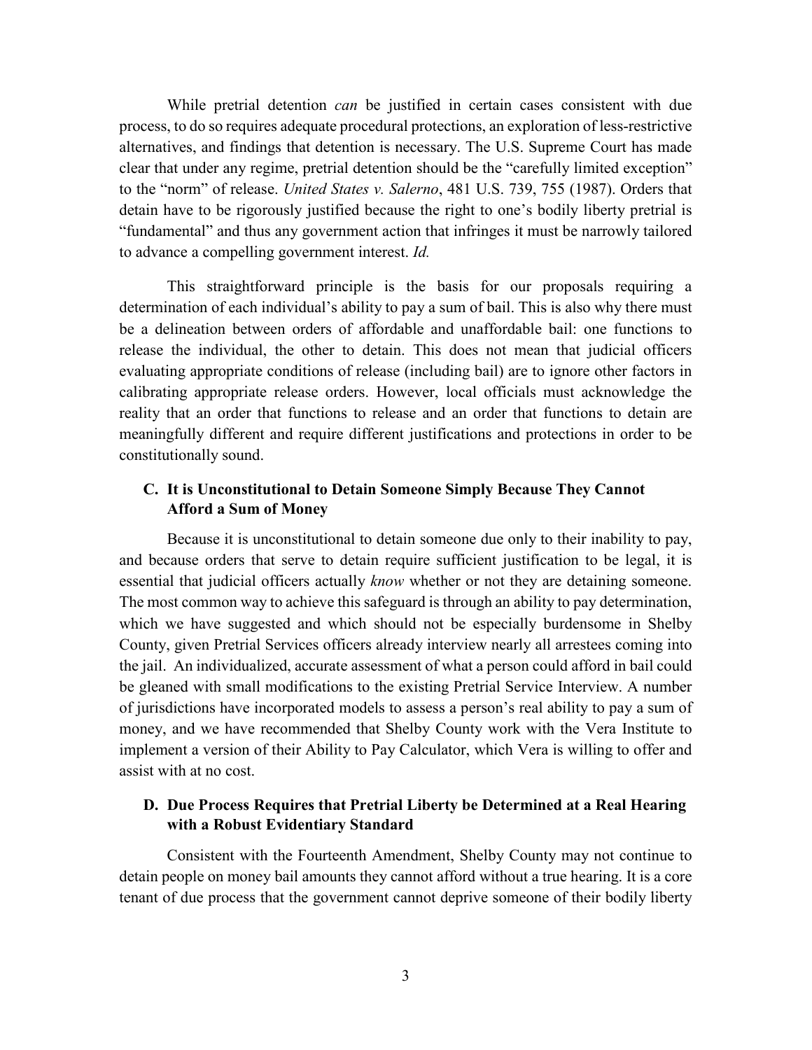While pretrial detention *can* be justified in certain cases consistent with due process, to do so requires adequate procedural protections, an exploration of less-restrictive alternatives, and findings that detention is necessary. The U.S. Supreme Court has made clear that under any regime, pretrial detention should be the "carefully limited exception" to the "norm" of release. *United States v. Salerno*, 481 U.S. 739, 755 (1987). Orders that detain have to be rigorously justified because the right to one's bodily liberty pretrial is "fundamental" and thus any government action that infringes it must be narrowly tailored to advance a compelling government interest. *Id.*

This straightforward principle is the basis for our proposals requiring a determination of each individual's ability to pay a sum of bail. This is also why there must be a delineation between orders of affordable and unaffordable bail: one functions to release the individual, the other to detain. This does not mean that judicial officers evaluating appropriate conditions of release (including bail) are to ignore other factors in calibrating appropriate release orders. However, local officials must acknowledge the reality that an order that functions to release and an order that functions to detain are meaningfully different and require different justifications and protections in order to be constitutionally sound.

### C. It is Unconstitutional to Detain Someone Simply Because They Cannot Afford a Sum of Money

Because it is unconstitutional to detain someone due only to their inability to pay, and because orders that serve to detain require sufficient justification to be legal, it is essential that judicial officers actually *know* whether or not they are detaining someone. The most common way to achieve this safeguard is through an ability to pay determination, which we have suggested and which should not be especially burdensome in Shelby County, given Pretrial Services officers already interview nearly all arrestees coming into the jail. An individualized, accurate assessment of what a person could afford in bail could be gleaned with small modifications to the existing Pretrial Service Interview. A number of jurisdictions have incorporated models to assess a person's real ability to pay a sum of money, and we have recommended that Shelby County work with the Vera Institute to implement a version of their Ability to Pay Calculator, which Vera is willing to offer and assist with at no cost.

### D. Due Process Requires that Pretrial Liberty be Determined at a Real Hearing with a Robust Evidentiary Standard

Consistent with the Fourteenth Amendment, Shelby County may not continue to detain people on money bail amounts they cannot afford without a true hearing. It is a core tenant of due process that the government cannot deprive someone of their bodily liberty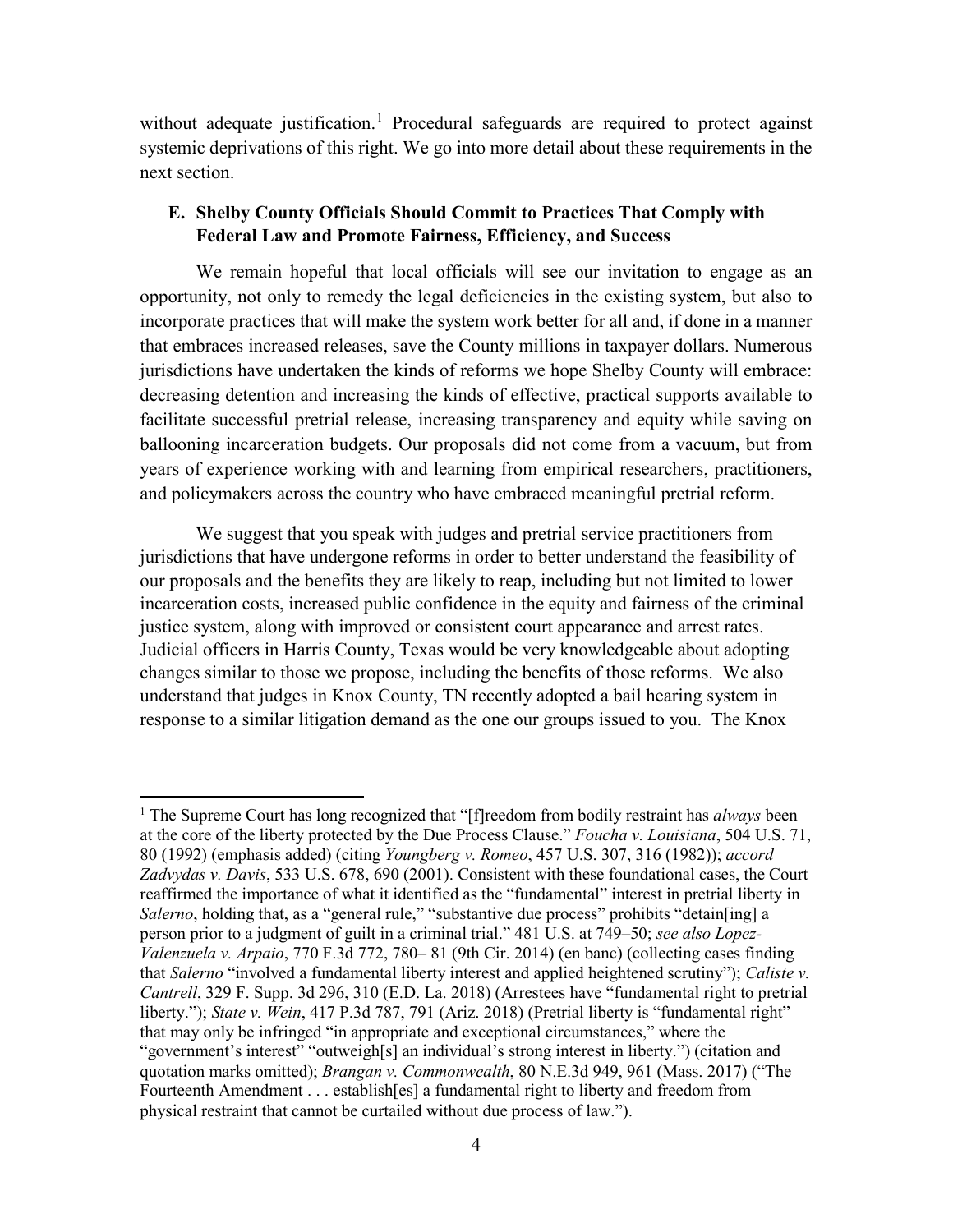without adequate justification.[1] Procedural safeguards are required to protect against systemic deprivations of this right. We go into more detail about these requirements in the next section.

### E. Shelby County Officials Should Commit to Practices That Comply with Federal Law and Promote Fairness, Efficiency, and Success

We remain hopeful that local officials will see our invitation to engage as an opportunity, not only to remedy the legal deficiencies in the existing system, but also to incorporate practices that will make the system work better for all and, if done in a manner that embraces increased releases, save the County millions in taxpayer dollars. Numerous jurisdictions have undertaken the kinds of reforms we hope Shelby County will embrace: decreasing detention and increasing the kinds of effective, practical supports available to facilitate successful pretrial release, increasing transparency and equity while saving on ballooning incarceration budgets. Our proposals did not come from a vacuum, but from years of experience working with and learning from empirical researchers, practitioners, and policymakers across the country who have embraced meaningful pretrial reform.

We suggest that you speak with judges and pretrial service practitioners from jurisdictions that have undergone reforms in order to better understand the feasibility of our proposals and the benefits they are likely to reap, including but not limited to lower incarceration costs, increased public confidence in the equity and fairness of the criminal justice system, along with improved or consistent court appearance and arrest rates. Judicial officers in Harris County, Texas would be very knowledgeable about adopting changes similar to those we propose, including the benefits of those reforms. We also understand that judges in Knox County, TN recently adopted a bail hearing system in response to a similar litigation demand as the one our groups issued to you. The Knox

---

[1] The Supreme Court has long recognized that "[f]reedom from bodily restraint has *always* been at the core of the liberty protected by the Due Process Clause." *Foucha v. Louisiana*, 504 U.S. 71, 80 (1992) (emphasis added) (citing *Youngberg v. Romeo*, 457 U.S. 307, 316 (1982)); *accord Zadvydas v. Davis*, 533 U.S. 678, 690 (2001). Consistent with these foundational cases, the Court reaffirmed the importance of what it identified as the "fundamental" interest in pretrial liberty in *Salerno*, holding that, as a "general rule," "substantive due process" prohibits "detain[ing] a person prior to a judgment of guilt in a criminal trial." 481 U.S. at 749–50; *see also Lopez-Valenzuela v. Arpaio*, 770 F.3d 772, 780– 81 (9th Cir. 2014) (en banc) (collecting cases finding that *Salerno* "involved a fundamental liberty interest and applied heightened scrutiny"); *Caliste v. Cantrell*, 329 F. Supp. 3d 296, 310 (E.D. La. 2018) (Arrestees have "fundamental right to pretrial liberty."); *State v. Wein*, 417 P.3d 787, 791 (Ariz. 2018) (Pretrial liberty is "fundamental right" that may only be infringed "in appropriate and exceptional circumstances," where the "government's interest" "outweigh[s] an individual's strong interest in liberty.") (citation and quotation marks omitted); *Brangan v. Commonwealth*, 80 N.E.3d 949, 961 (Mass. 2017) ("The Fourteenth Amendment . . . establish[es] a fundamental right to liberty and freedom from physical restraint that cannot be curtailed without due process of law.").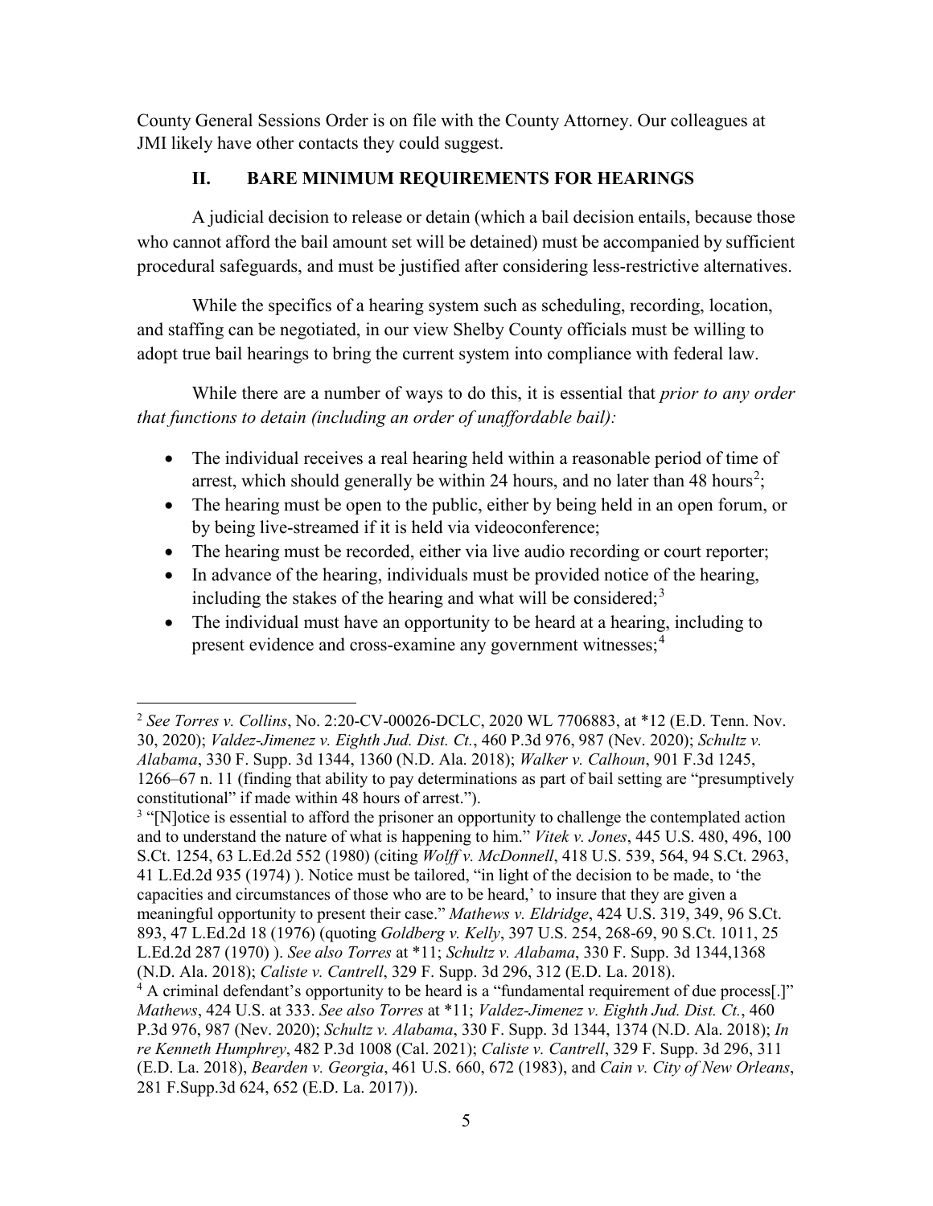County General Sessions Order is on file with the County Attorney. Our colleagues at JMI likely have other contacts they could suggest.

## II. BARE MINIMUM REQUIREMENTS FOR HEARINGS

A judicial decision to release or detain (which a bail decision entails, because those who cannot afford the bail amount set will be detained) must be accompanied by sufficient procedural safeguards, and must be justified after considering less-restrictive alternatives.

While the specifics of a hearing system such as scheduling, recording, location, and staffing can be negotiated, in our view Shelby County officials must be willing to adopt true bail hearings to bring the current system into compliance with federal law.

While there are a number of ways to do this, it is essential that *prior to any order that functions to detain (including an order of unaffordable bail):*

- The individual receives a real hearing held within a reasonable period of time of arrest, which should generally be within 24 hours, and no later than 48 hours[2];
- The hearing must be open to the public, either by being held in an open forum, or by being live-streamed if it is held via videoconference;
- The hearing must be recorded, either via live audio recording or court reporter;
- In advance of the hearing, individuals must be provided notice of the hearing, including the stakes of the hearing and what will be considered;[3]
- The individual must have an opportunity to be heard at a hearing, including to present evidence and cross-examine any government witnesses;[4]

---

[2] *See Torres v. Collins*, No. 2:20-CV-00026-DCLC, 2020 WL 7706883, at *12 (E.D. Tenn. Nov. 30, 2020); *Valdez-Jimenez v. Eighth Jud. Dist. Ct.*, 460 P.3d 976, 987 (Nev. 2020); *Schultz v. Alabama*, 330 F. Supp. 3d 1344, 1360 (N.D. Ala. 2018); *Walker v. Calhoun*, 901 F.3d 1245, 1266–67 n. 11 (finding that ability to pay determinations as part of bail setting are "presumptively constitutional" if made within 48 hours of arrest.").

[3] "[N]otice is essential to afford the prisoner an opportunity to challenge the contemplated action and to understand the nature of what is happening to him." *Vitek v. Jones*, 445 U.S. 480, 496, 100 S.Ct. 1254, 63 L.Ed.2d 552 (1980) (citing *Wolff v. McDonnell*, 418 U.S. 539, 564, 94 S.Ct. 2963, 41 L.Ed.2d 935 (1974) ). Notice must be tailored, "in light of the decision to be made, to 'the capacities and circumstances of those who are to be heard,' to insure that they are given a meaningful opportunity to present their case." *Mathews v. Eldridge*, 424 U.S. 319, 349, 96 S.Ct. 893, 47 L.Ed.2d 18 (1976) (quoting *Goldberg v. Kelly*, 397 U.S. 254, 268-69, 90 S.Ct. 1011, 25 L.Ed.2d 287 (1970) ). *See also Torres* at *11; *Schultz v. Alabama*, 330 F. Supp. 3d 1344,1368 (N.D. Ala. 2018); *Caliste v. Cantrell*, 329 F. Supp. 3d 296, 312 (E.D. La. 2018).

[4] A criminal defendant's opportunity to be heard is a "fundamental requirement of due process[.]" *Mathews*, 424 U.S. at 333. *See also Torres* at *11; *Valdez-Jimenez v. Eighth Jud. Dist. Ct.*, 460 P.3d 976, 987 (Nev. 2020); *Schultz v. Alabama*, 330 F. Supp. 3d 1344, 1374 (N.D. Ala. 2018); *In re Kenneth Humphrey*, 482 P.3d 1008 (Cal. 2021); *Caliste v. Cantrell*, 329 F. Supp. 3d 296, 311 (E.D. La. 2018), *Bearden v. Georgia*, 461 U.S. 660, 672 (1983), and *Cain v. City of New Orleans*, 281 F.Supp.3d 624, 652 (E.D. La. 2017)).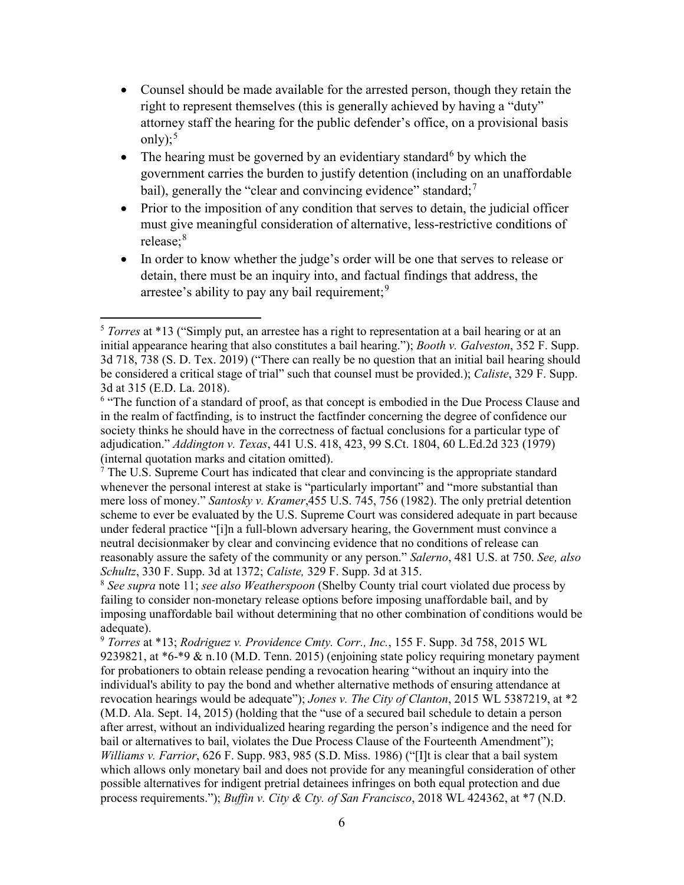- Counsel should be made available for the arrested person, though they retain the right to represent themselves (this is generally achieved by having a "duty" attorney staff the hearing for the public defender's office, on a provisional basis only);[5]
- The hearing must be governed by an evidentiary standard[6] by which the government carries the burden to justify detention (including on an unaffordable bail), generally the "clear and convincing evidence" standard;[7]
- Prior to the imposition of any condition that serves to detain, the judicial officer must give meaningful consideration of alternative, less-restrictive conditions of release;[8]
- In order to know whether the judge's order will be one that serves to release or detain, there must be an inquiry into, and factual findings that address, the arrestee's ability to pay any bail requirement;[9]

---

[5] *Torres* at *13 ("Simply put, an arrestee has a right to representation at a bail hearing or at an initial appearance hearing that also constitutes a bail hearing."); *Booth v. Galveston*, 352 F. Supp. 3d 718, 738 (S. D. Tex. 2019) ("There can really be no question that an initial bail hearing should be considered a critical stage of trial" such that counsel must be provided.); *Caliste*, 329 F. Supp. 3d at 315 (E.D. La. 2018).

[6] "The function of a standard of proof, as that concept is embodied in the Due Process Clause and in the realm of factfinding, is to instruct the factfinder concerning the degree of confidence our society thinks he should have in the correctness of factual conclusions for a particular type of adjudication." *Addington v. Texas*, 441 U.S. 418, 423, 99 S.Ct. 1804, 60 L.Ed.2d 323 (1979) (internal quotation marks and citation omitted).

[7] The U.S. Supreme Court has indicated that clear and convincing is the appropriate standard whenever the personal interest at stake is "particularly important" and "more substantial than mere loss of money." *Santosky v. Kramer*,455 U.S. 745, 756 (1982). The only pretrial detention scheme to ever be evaluated by the U.S. Supreme Court was considered adequate in part because under federal practice "[i]n a full-blown adversary hearing, the Government must convince a neutral decisionmaker by clear and convincing evidence that no conditions of release can reasonably assure the safety of the community or any person." *Salerno*, 481 U.S. at 750. *See, also Schultz*, 330 F. Supp. 3d at 1372; *Caliste,* 329 F. Supp. 3d at 315.

[8] *See supra* note 11; *see also Weatherspoon* (Shelby County trial court violated due process by failing to consider non-monetary release options before imposing unaffordable bail, and by imposing unaffordable bail without determining that no other combination of conditions would be adequate).

[9] *Torres* at *13; *Rodriguez v. Providence Cmty. Corr., Inc.*, 155 F. Supp. 3d 758, 2015 WL 9239821, at *6-*9 & n.10 (M.D. Tenn. 2015) (enjoining state policy requiring monetary payment for probationers to obtain release pending a revocation hearing "without an inquiry into the individual's ability to pay the bond and whether alternative methods of ensuring attendance at revocation hearings would be adequate"); *Jones v. The City of Clanton*, 2015 WL 5387219, at *2 (M.D. Ala. Sept. 14, 2015) (holding that the "use of a secured bail schedule to detain a person after arrest, without an individualized hearing regarding the person's indigence and the need for bail or alternatives to bail, violates the Due Process Clause of the Fourteenth Amendment"); *Williams v. Farrior*, 626 F. Supp. 983, 985 (S.D. Miss. 1986) ("[I]t is clear that a bail system which allows only monetary bail and does not provide for any meaningful consideration of other possible alternatives for indigent pretrial detainees infringes on both equal protection and due process requirements."); *Buffin v. City & Cty. of San Francisco*, 2018 WL 424362, at *7 (N.D.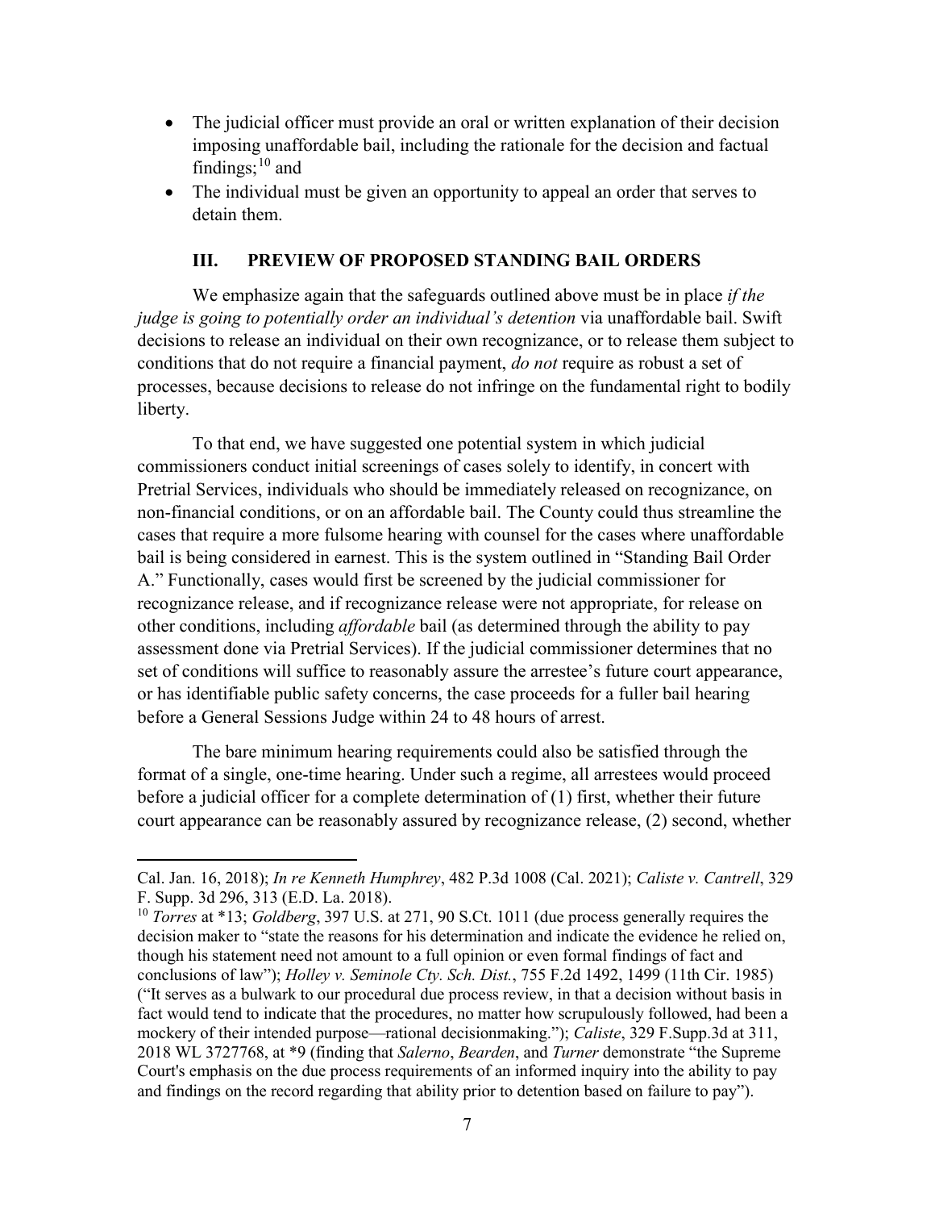- The judicial officer must provide an oral or written explanation of their decision imposing unaffordable bail, including the rationale for the decision and factual findings;[10] and
- The individual must be given an opportunity to appeal an order that serves to detain them.

### III. PREVIEW OF PROPOSED STANDING BAIL ORDERS

We emphasize again that the safeguards outlined above must be in place *if the judge is going to potentially order an individual's detention* via unaffordable bail. Swift decisions to release an individual on their own recognizance, or to release them subject to conditions that do not require a financial payment, *do not* require as robust a set of processes, because decisions to release do not infringe on the fundamental right to bodily liberty.

To that end, we have suggested one potential system in which judicial commissioners conduct initial screenings of cases solely to identify, in concert with Pretrial Services, individuals who should be immediately released on recognizance, on non-financial conditions, or on an affordable bail. The County could thus streamline the cases that require a more fulsome hearing with counsel for the cases where unaffordable bail is being considered in earnest. This is the system outlined in "Standing Bail Order A." Functionally, cases would first be screened by the judicial commissioner for recognizance release, and if recognizance release were not appropriate, for release on other conditions, including *affordable* bail (as determined through the ability to pay assessment done via Pretrial Services). If the judicial commissioner determines that no set of conditions will suffice to reasonably assure the arrestee's future court appearance, or has identifiable public safety concerns, the case proceeds for a fuller bail hearing before a General Sessions Judge within 24 to 48 hours of arrest.

The bare minimum hearing requirements could also be satisfied through the format of a single, one-time hearing. Under such a regime, all arrestees would proceed before a judicial officer for a complete determination of (1) first, whether their future court appearance can be reasonably assured by recognizance release, (2) second, whether

---

Cal. Jan. 16, 2018); *In re Kenneth Humphrey*, 482 P.3d 1008 (Cal. 2021); *Caliste v. Cantrell*, 329 F. Supp. 3d 296, 313 (E.D. La. 2018).

[10] *Torres* at *13; *Goldberg*, 397 U.S. at 271, 90 S.Ct. 1011 (due process generally requires the decision maker to "state the reasons for his determination and indicate the evidence he relied on, though his statement need not amount to a full opinion or even formal findings of fact and conclusions of law"); *Holley v. Seminole Cty. Sch. Dist.*, 755 F.2d 1492, 1499 (11th Cir. 1985) ("It serves as a bulwark to our procedural due process review, in that a decision without basis in fact would tend to indicate that the procedures, no matter how scrupulously followed, had been a mockery of their intended purpose—rational decisionmaking."); *Caliste*, 329 F.Supp.3d at 311, 2018 WL 3727768, at *9 (finding that *Salerno*, *Bearden*, and *Turner* demonstrate "the Supreme Court's emphasis on the due process requirements of an informed inquiry into the ability to pay and findings on the record regarding that ability prior to detention based on failure to pay").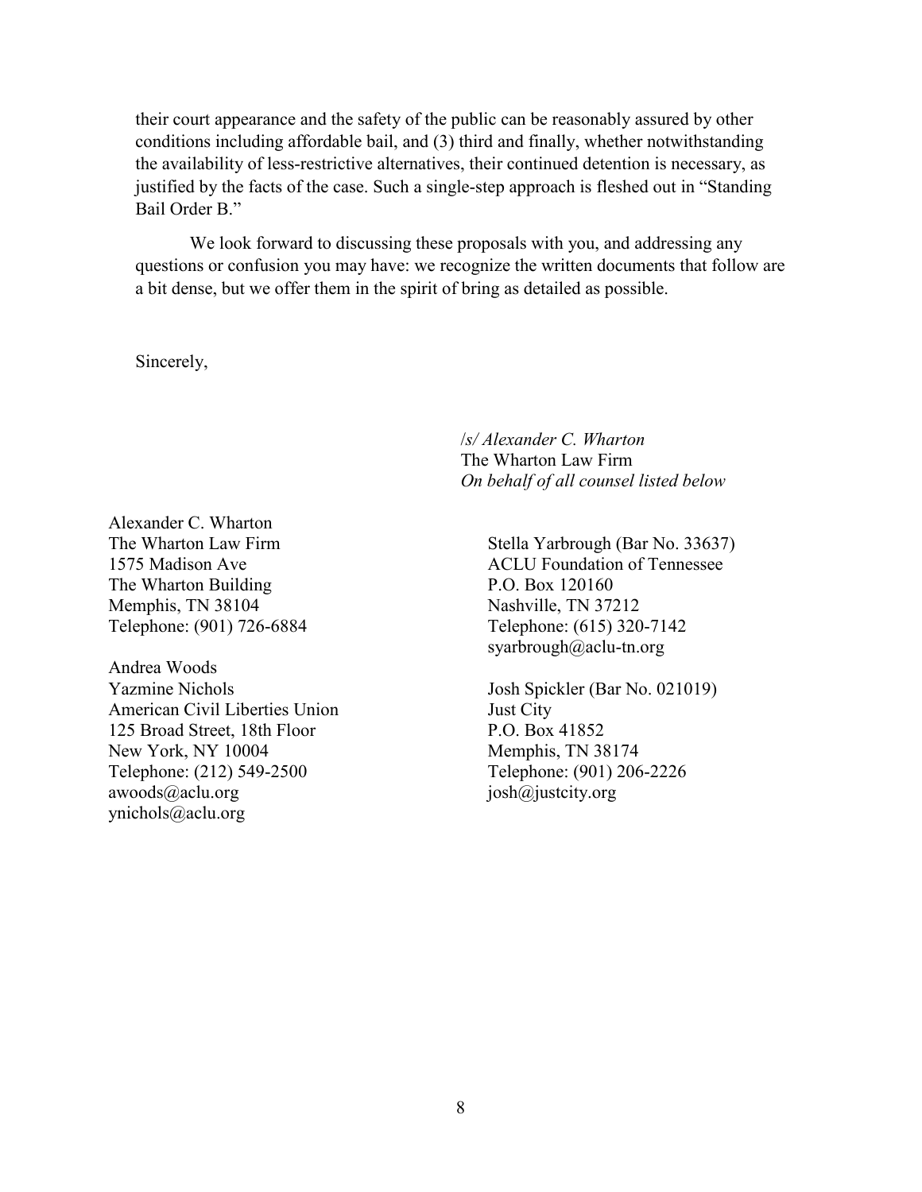their court appearance and the safety of the public can be reasonably assured by other conditions including affordable bail, and (3) third and finally, whether notwithstanding the availability of less-restrictive alternatives, their continued detention is necessary, as justified by the facts of the case. Such a single-step approach is fleshed out in "Standing Bail Order B."

We look forward to discussing these proposals with you, and addressing any questions or confusion you may have: we recognize the written documents that follow are a bit dense, but we offer them in the spirit of bring as detailed as possible.

Sincerely,

*/s/ Alexander C. Wharton*  
The Wharton Law Firm  
*On behalf of all counsel listed below*

Alexander C. Wharton  
The Wharton Law Firm  
1575 Madison Ave  
The Wharton Building  
Memphis, TN 38104  
Telephone: (901) 726-6884

Andrea Woods  
Yazmine Nichols  
American Civil Liberties Union  
125 Broad Street, 18th Floor  
New York, NY 10004  
Telephone: (212) 549-2500  
awoods@aclu.org  
ynichols@aclu.org

Stella Yarbrough (Bar No. 33637)  
ACLU Foundation of Tennessee  
P.O. Box 120160  
Nashville, TN 37212  
Telephone: (615) 320-7142  
syarbrough@aclu-tn.org

Josh Spickler (Bar No. 021019)  
Just City  
P.O. Box 41852  
Memphis, TN 38174  
Telephone: (901) 206-2226  
josh@justcity.org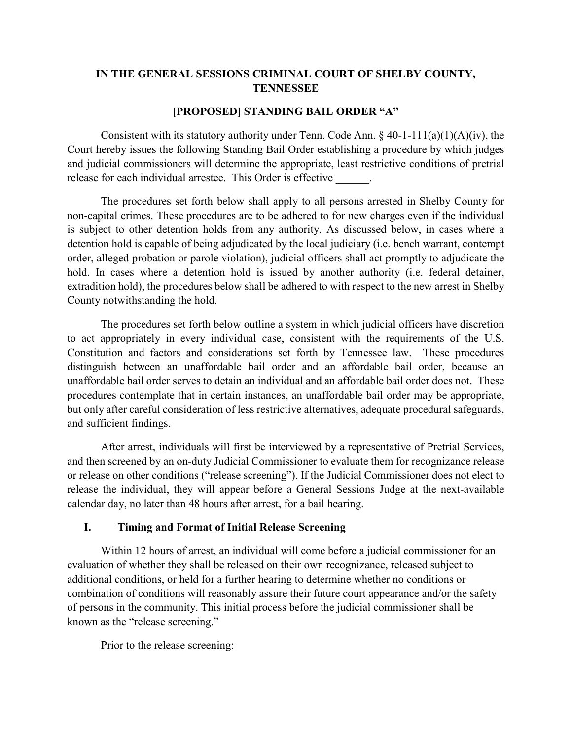**IN THE GENERAL SESSIONS CRIMINAL COURT OF SHELBY COUNTY, TENNESSEE**

**[PROPOSED] STANDING BAIL ORDER "A"**

Consistent with its statutory authority under Tenn. Code Ann. § 40-1-111(a)(1)(A)(iv), the Court hereby issues the following Standing Bail Order establishing a procedure by which judges and judicial commissioners will determine the appropriate, least restrictive conditions of pretrial release for each individual arrestee. This Order is effective ______.

The procedures set forth below shall apply to all persons arrested in Shelby County for non-capital crimes. These procedures are to be adhered to for new charges even if the individual is subject to other detention holds from any authority. As discussed below, in cases where a detention hold is capable of being adjudicated by the local judiciary (i.e. bench warrant, contempt order, alleged probation or parole violation), judicial officers shall act promptly to adjudicate the hold. In cases where a detention hold is issued by another authority (i.e. federal detainer, extradition hold), the procedures below shall be adhered to with respect to the new arrest in Shelby County notwithstanding the hold.

The procedures set forth below outline a system in which judicial officers have discretion to act appropriately in every individual case, consistent with the requirements of the U.S. Constitution and factors and considerations set forth by Tennessee law. These procedures distinguish between an unaffordable bail order and an affordable bail order, because an unaffordable bail order serves to detain an individual and an affordable bail order does not. These procedures contemplate that in certain instances, an unaffordable bail order may be appropriate, but only after careful consideration of less restrictive alternatives, adequate procedural safeguards, and sufficient findings.

After arrest, individuals will first be interviewed by a representative of Pretrial Services, and then screened by an on-duty Judicial Commissioner to evaluate them for recognizance release or release on other conditions ("release screening"). If the Judicial Commissioner does not elect to release the individual, they will appear before a General Sessions Judge at the next-available calendar day, no later than 48 hours after arrest, for a bail hearing.

## I. Timing and Format of Initial Release Screening

Within 12 hours of arrest, an individual will come before a judicial commissioner for an evaluation of whether they shall be released on their own recognizance, released subject to additional conditions, or held for a further hearing to determine whether no conditions or combination of conditions will reasonably assure their future court appearance and/or the safety of persons in the community. This initial process before the judicial commissioner shall be known as the "release screening."

Prior to the release screening: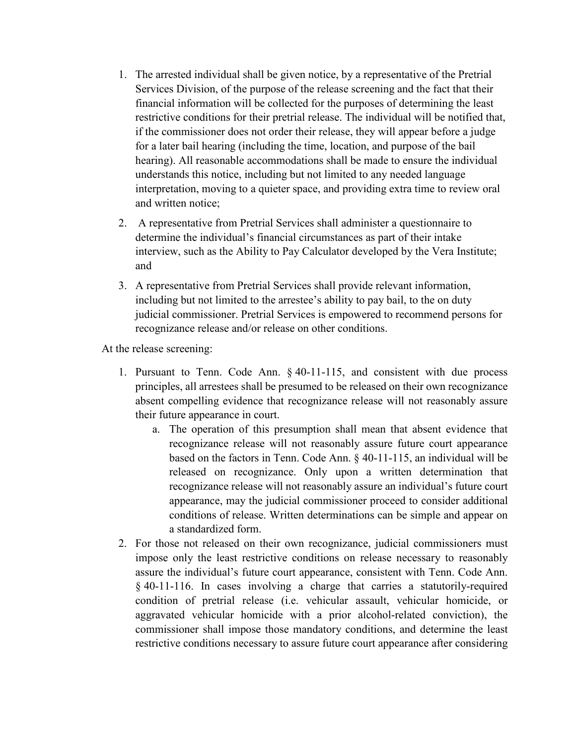1. The arrested individual shall be given notice, by a representative of the Pretrial Services Division, of the purpose of the release screening and the fact that their financial information will be collected for the purposes of determining the least restrictive conditions for their pretrial release. The individual will be notified that, if the commissioner does not order their release, they will appear before a judge for a later bail hearing (including the time, location, and purpose of the bail hearing). All reasonable accommodations shall be made to ensure the individual understands this notice, including but not limited to any needed language interpretation, moving to a quieter space, and providing extra time to review oral and written notice;
2. A representative from Pretrial Services shall administer a questionnaire to determine the individual's financial circumstances as part of their intake interview, such as the Ability to Pay Calculator developed by the Vera Institute; and
3. A representative from Pretrial Services shall provide relevant information, including but not limited to the arrestee's ability to pay bail, to the on duty judicial commissioner. Pretrial Services is empowered to recommend persons for recognizance release and/or release on other conditions.

At the release screening:

1. Pursuant to Tenn. Code Ann. § 40-11-115, and consistent with due process principles, all arrestees shall be presumed to be released on their own recognizance absent compelling evidence that recognizance release will not reasonably assure their future appearance in court.
   a. The operation of this presumption shall mean that absent evidence that recognizance release will not reasonably assure future court appearance based on the factors in Tenn. Code Ann. § 40-11-115, an individual will be released on recognizance. Only upon a written determination that recognizance release will not reasonably assure an individual's future court appearance, may the judicial commissioner proceed to consider additional conditions of release. Written determinations can be simple and appear on a standardized form.
2. For those not released on their own recognizance, judicial commissioners must impose only the least restrictive conditions on release necessary to reasonably assure the individual's future court appearance, consistent with Tenn. Code Ann. § 40-11-116. In cases involving a charge that carries a statutorily-required condition of pretrial release (i.e. vehicular assault, vehicular homicide, or aggravated vehicular homicide with a prior alcohol-related conviction), the commissioner shall impose those mandatory conditions, and determine the least restrictive conditions necessary to assure future court appearance after considering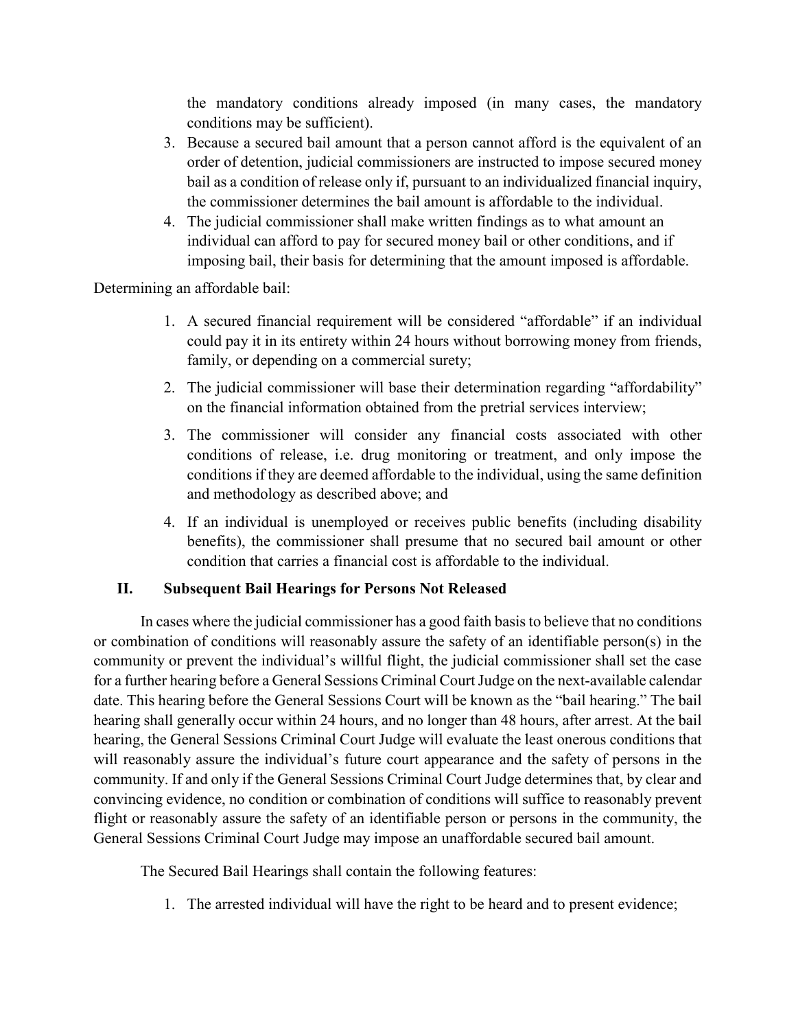the mandatory conditions already imposed (in many cases, the mandatory conditions may be sufficient).

3. Because a secured bail amount that a person cannot afford is the equivalent of an order of detention, judicial commissioners are instructed to impose secured money bail as a condition of release only if, pursuant to an individualized financial inquiry, the commissioner determines the bail amount is affordable to the individual.
4. The judicial commissioner shall make written findings as to what amount an individual can afford to pay for secured money bail or other conditions, and if imposing bail, their basis for determining that the amount imposed is affordable.

Determining an affordable bail:

1. A secured financial requirement will be considered "affordable" if an individual could pay it in its entirety within 24 hours without borrowing money from friends, family, or depending on a commercial surety;
2. The judicial commissioner will base their determination regarding "affordability" on the financial information obtained from the pretrial services interview;
3. The commissioner will consider any financial costs associated with other conditions of release, i.e. drug monitoring or treatment, and only impose the conditions if they are deemed affordable to the individual, using the same definition and methodology as described above; and
4. If an individual is unemployed or receives public benefits (including disability benefits), the commissioner shall presume that no secured bail amount or other condition that carries a financial cost is affordable to the individual.

## II. Subsequent Bail Hearings for Persons Not Released

In cases where the judicial commissioner has a good faith basis to believe that no conditions or combination of conditions will reasonably assure the safety of an identifiable person(s) in the community or prevent the individual's willful flight, the judicial commissioner shall set the case for a further hearing before a General Sessions Criminal Court Judge on the next-available calendar date. This hearing before the General Sessions Court will be known as the "bail hearing." The bail hearing shall generally occur within 24 hours, and no longer than 48 hours, after arrest. At the bail hearing, the General Sessions Criminal Court Judge will evaluate the least onerous conditions that will reasonably assure the individual's future court appearance and the safety of persons in the community. If and only if the General Sessions Criminal Court Judge determines that, by clear and convincing evidence, no condition or combination of conditions will suffice to reasonably prevent flight or reasonably assure the safety of an identifiable person or persons in the community, the General Sessions Criminal Court Judge may impose an unaffordable secured bail amount.

The Secured Bail Hearings shall contain the following features:

1. The arrested individual will have the right to be heard and to present evidence;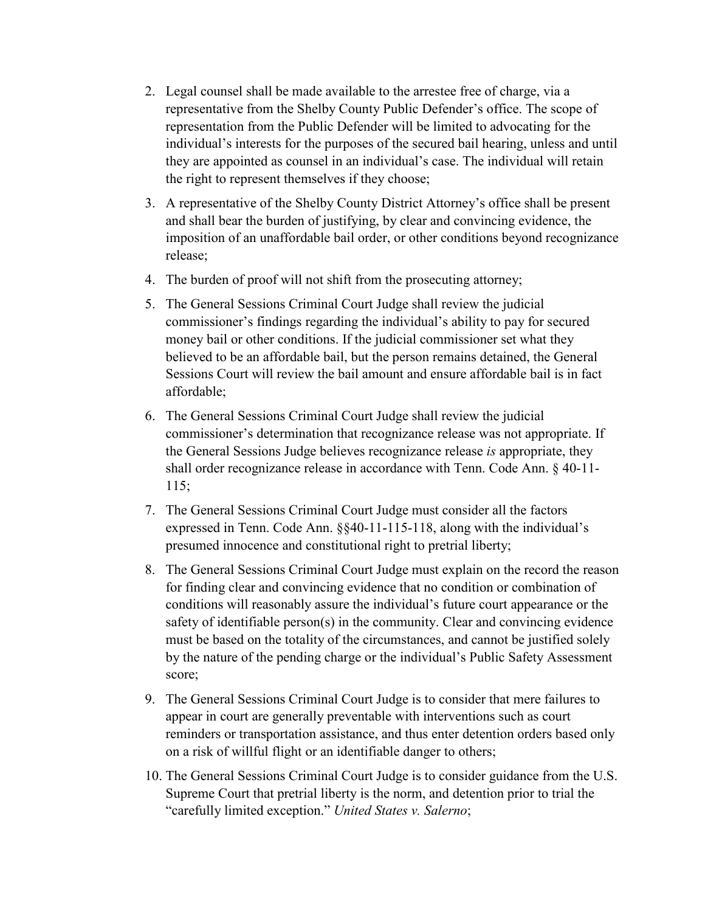2. Legal counsel shall be made available to the arrestee free of charge, via a representative from the Shelby County Public Defender's office. The scope of representation from the Public Defender will be limited to advocating for the individual's interests for the purposes of the secured bail hearing, unless and until they are appointed as counsel in an individual's case. The individual will retain the right to represent themselves if they choose;

3. A representative of the Shelby County District Attorney's office shall be present and shall bear the burden of justifying, by clear and convincing evidence, the imposition of an unaffordable bail order, or other conditions beyond recognizance release;

4. The burden of proof will not shift from the prosecuting attorney;

5. The General Sessions Criminal Court Judge shall review the judicial commissioner's findings regarding the individual's ability to pay for secured money bail or other conditions. If the judicial commissioner set what they believed to be an affordable bail, but the person remains detained, the General Sessions Court will review the bail amount and ensure affordable bail is in fact affordable;

6. The General Sessions Criminal Court Judge shall review the judicial commissioner's determination that recognizance release was not appropriate. If the General Sessions Judge believes recognizance release *is* appropriate, they shall order recognizance release in accordance with Tenn. Code Ann. § 40-11-115;

7. The General Sessions Criminal Court Judge must consider all the factors expressed in Tenn. Code Ann. §§40-11-115-118, along with the individual's presumed innocence and constitutional right to pretrial liberty;

8. The General Sessions Criminal Court Judge must explain on the record the reason for finding clear and convincing evidence that no condition or combination of conditions will reasonably assure the individual's future court appearance or the safety of identifiable person(s) in the community. Clear and convincing evidence must be based on the totality of the circumstances, and cannot be justified solely by the nature of the pending charge or the individual's Public Safety Assessment score;

9. The General Sessions Criminal Court Judge is to consider that mere failures to appear in court are generally preventable with interventions such as court reminders or transportation assistance, and thus enter detention orders based only on a risk of willful flight or an identifiable danger to others;

10. The General Sessions Criminal Court Judge is to consider guidance from the U.S. Supreme Court that pretrial liberty is the norm, and detention prior to trial the "carefully limited exception." *United States v. Salerno*;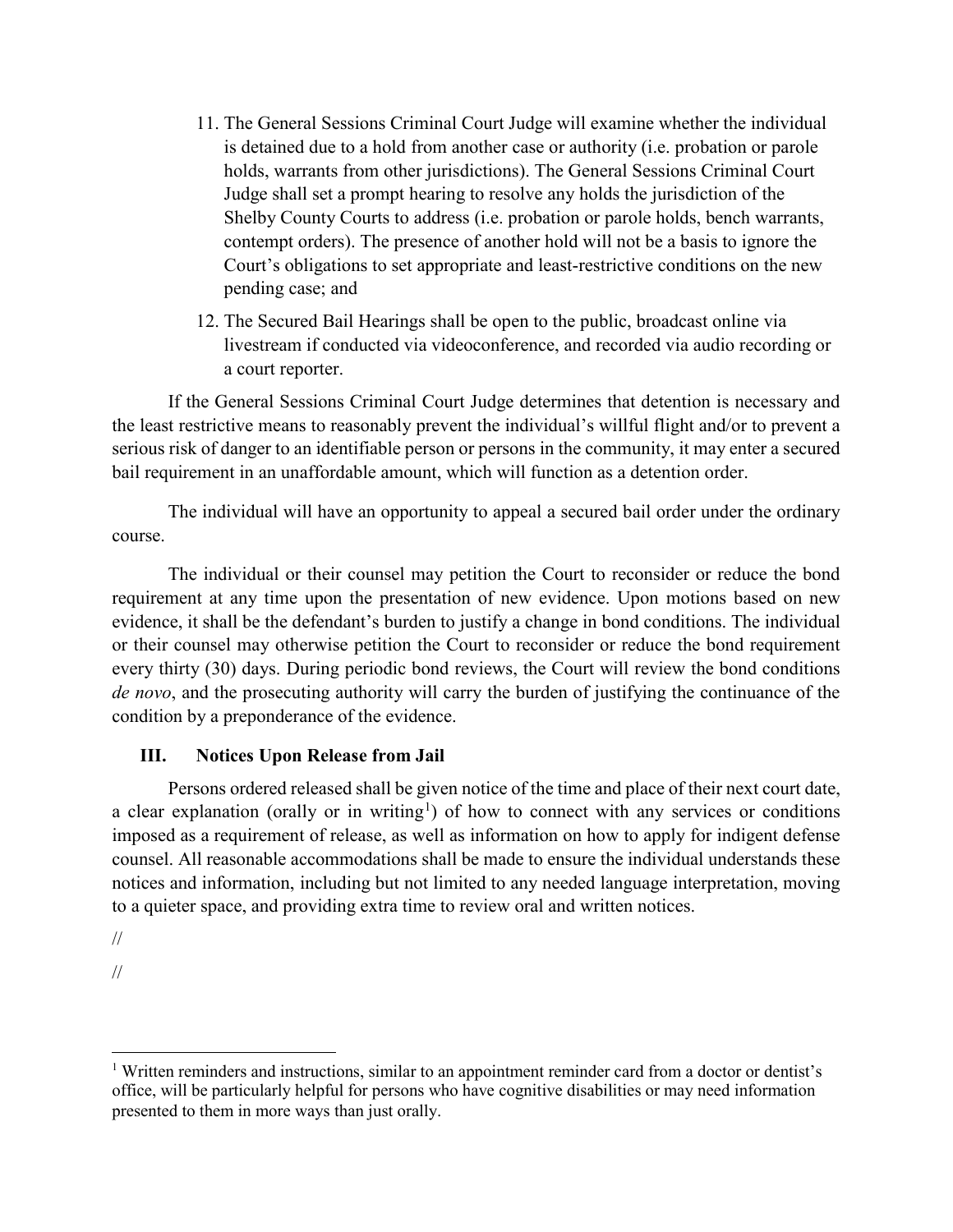11. The General Sessions Criminal Court Judge will examine whether the individual is detained due to a hold from another case or authority (i.e. probation or parole holds, warrants from other jurisdictions). The General Sessions Criminal Court Judge shall set a prompt hearing to resolve any holds the jurisdiction of the Shelby County Courts to address (i.e. probation or parole holds, bench warrants, contempt orders). The presence of another hold will not be a basis to ignore the Court's obligations to set appropriate and least-restrictive conditions on the new pending case; and
12. The Secured Bail Hearings shall be open to the public, broadcast online via livestream if conducted via videoconference, and recorded via audio recording or a court reporter.

If the General Sessions Criminal Court Judge determines that detention is necessary and the least restrictive means to reasonably prevent the individual's willful flight and/or to prevent a serious risk of danger to an identifiable person or persons in the community, it may enter a secured bail requirement in an unaffordable amount, which will function as a detention order.

The individual will have an opportunity to appeal a secured bail order under the ordinary course.

The individual or their counsel may petition the Court to reconsider or reduce the bond requirement at any time upon the presentation of new evidence. Upon motions based on new evidence, it shall be the defendant's burden to justify a change in bond conditions. The individual or their counsel may otherwise petition the Court to reconsider or reduce the bond requirement every thirty (30) days. During periodic bond reviews, the Court will review the bond conditions *de novo*, and the prosecuting authority will carry the burden of justifying the continuance of the condition by a preponderance of the evidence.

## III. Notices Upon Release from Jail

Persons ordered released shall be given notice of the time and place of their next court date, a clear explanation (orally or in writing[1]) of how to connect with any services or conditions imposed as a requirement of release, as well as information on how to apply for indigent defense counsel. All reasonable accommodations shall be made to ensure the individual understands these notices and information, including but not limited to any needed language interpretation, moving to a quieter space, and providing extra time to review oral and written notices.

//

//

---

[1] Written reminders and instructions, similar to an appointment reminder card from a doctor or dentist's office, will be particularly helpful for persons who have cognitive disabilities or may need information presented to them in more ways than just orally.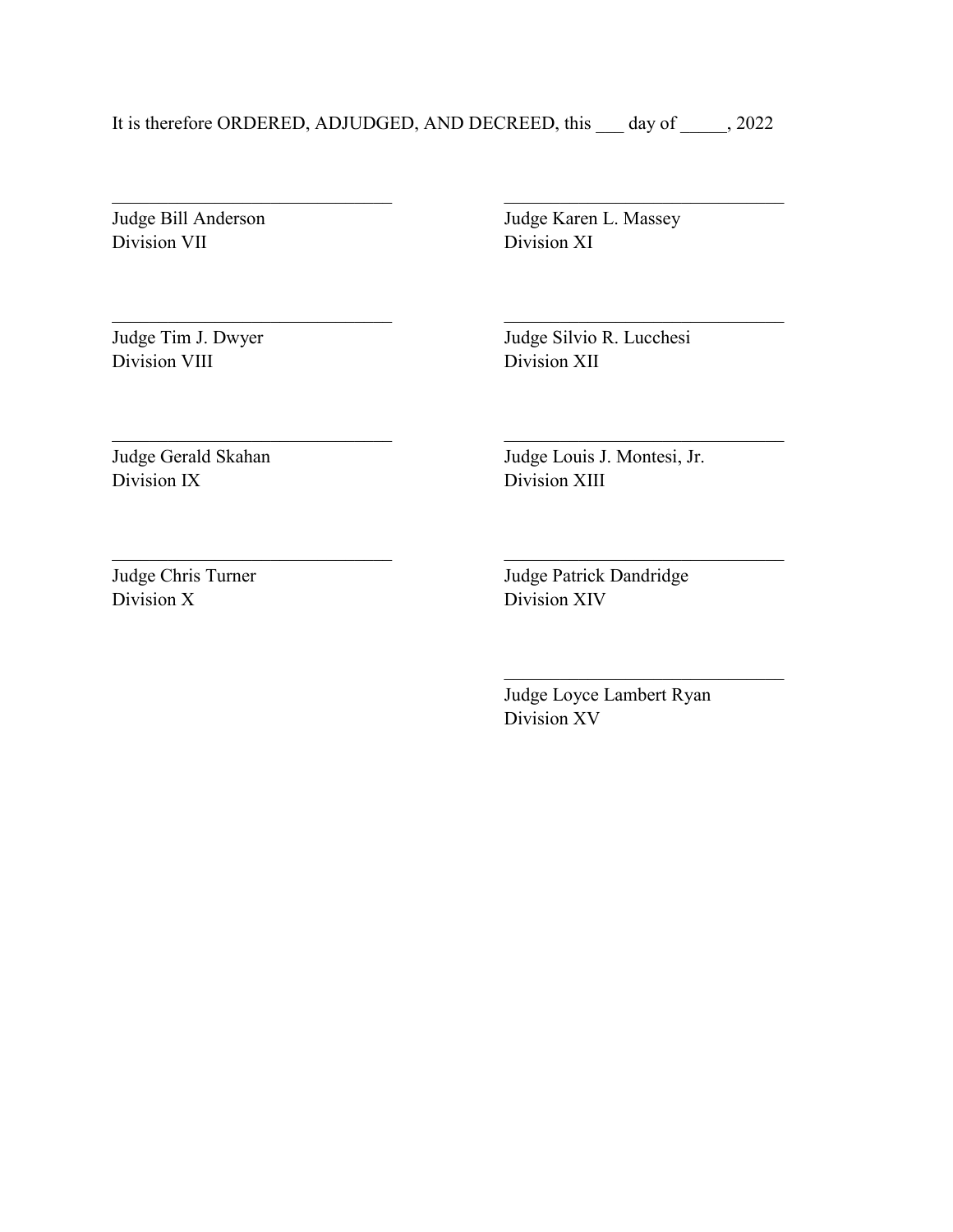It is therefore ORDERED, ADJUDGED, AND DECREED, this ___ day of _____, 2022

| | |
|---|---|
| ______________________________<br>Judge Bill Anderson<br>Division VII | ______________________________<br>Judge Karen L. Massey<br>Division XI |
| ______________________________<br>Judge Tim J. Dwyer<br>Division VIII | ______________________________<br>Judge Silvio R. Lucchesi<br>Division XII |
| ______________________________<br>Judge Gerald Skahan<br>Division IX | ______________________________<br>Judge Louis J. Montesi, Jr.<br>Division XIII |
| ______________________________<br>Judge Chris Turner<br>Division X | ______________________________<br>Judge Patrick Dandridge<br>Division XIV |
| | ______________________________<br>Judge Loyce Lambert Ryan<br>Division XV |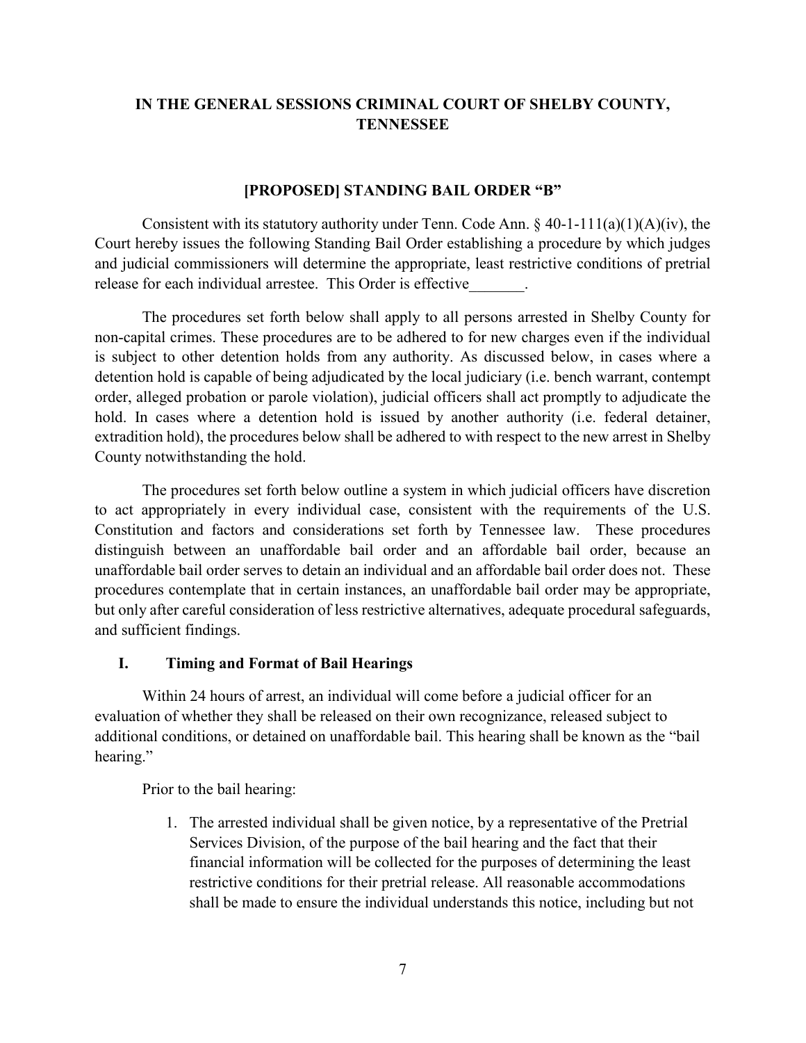**IN THE GENERAL SESSIONS CRIMINAL COURT OF SHELBY COUNTY, TENNESSEE**

**[PROPOSED] STANDING BAIL ORDER "B"**

Consistent with its statutory authority under Tenn. Code Ann. § 40-1-111(a)(1)(A)(iv), the Court hereby issues the following Standing Bail Order establishing a procedure by which judges and judicial commissioners will determine the appropriate, least restrictive conditions of pretrial release for each individual arrestee. This Order is effective_______.

The procedures set forth below shall apply to all persons arrested in Shelby County for non-capital crimes. These procedures are to be adhered to for new charges even if the individual is subject to other detention holds from any authority. As discussed below, in cases where a detention hold is capable of being adjudicated by the local judiciary (i.e. bench warrant, contempt order, alleged probation or parole violation), judicial officers shall act promptly to adjudicate the hold. In cases where a detention hold is issued by another authority (i.e. federal detainer, extradition hold), the procedures below shall be adhered to with respect to the new arrest in Shelby County notwithstanding the hold.

The procedures set forth below outline a system in which judicial officers have discretion to act appropriately in every individual case, consistent with the requirements of the U.S. Constitution and factors and considerations set forth by Tennessee law. These procedures distinguish between an unaffordable bail order and an affordable bail order, because an unaffordable bail order serves to detain an individual and an affordable bail order does not. These procedures contemplate that in certain instances, an unaffordable bail order may be appropriate, but only after careful consideration of less restrictive alternatives, adequate procedural safeguards, and sufficient findings.

## I. Timing and Format of Bail Hearings

Within 24 hours of arrest, an individual will come before a judicial officer for an evaluation of whether they shall be released on their own recognizance, released subject to additional conditions, or detained on unaffordable bail. This hearing shall be known as the "bail hearing."

Prior to the bail hearing:

1. The arrested individual shall be given notice, by a representative of the Pretrial Services Division, of the purpose of the bail hearing and the fact that their financial information will be collected for the purposes of determining the least restrictive conditions for their pretrial release. All reasonable accommodations shall be made to ensure the individual understands this notice, including but not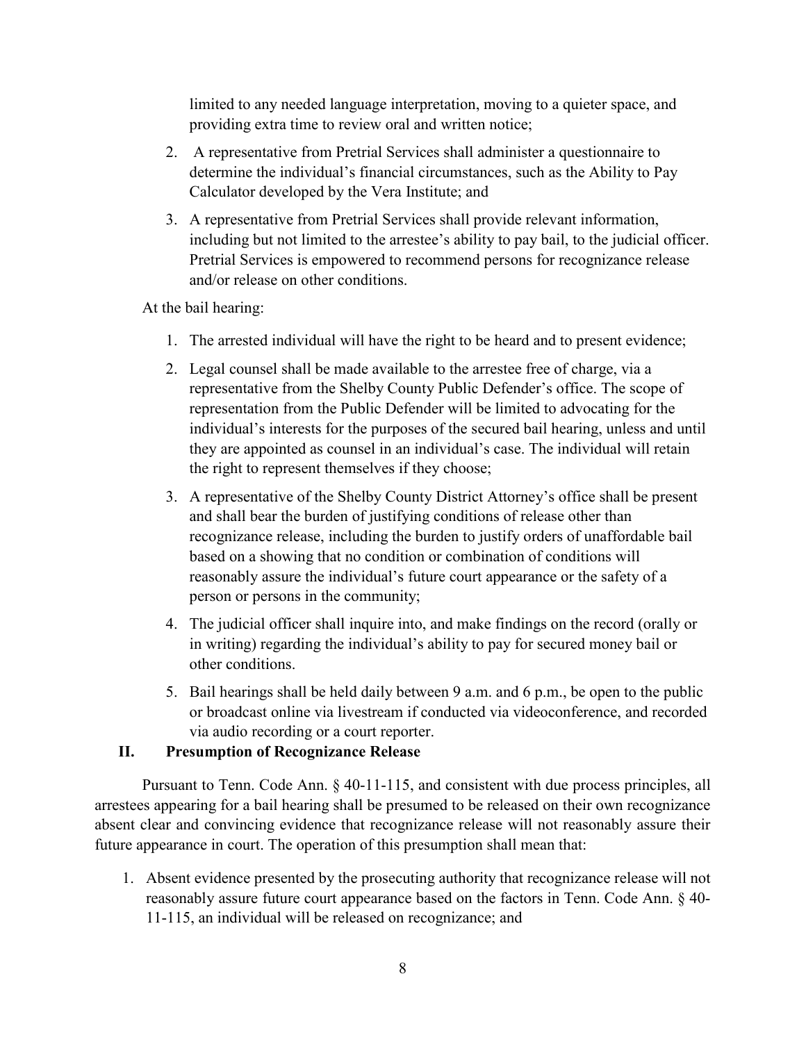limited to any needed language interpretation, moving to a quieter space, and providing extra time to review oral and written notice;

2. A representative from Pretrial Services shall administer a questionnaire to determine the individual's financial circumstances, such as the Ability to Pay Calculator developed by the Vera Institute; and

3. A representative from Pretrial Services shall provide relevant information, including but not limited to the arrestee's ability to pay bail, to the judicial officer. Pretrial Services is empowered to recommend persons for recognizance release and/or release on other conditions.

At the bail hearing:

1. The arrested individual will have the right to be heard and to present evidence;

2. Legal counsel shall be made available to the arrestee free of charge, via a representative from the Shelby County Public Defender's office. The scope of representation from the Public Defender will be limited to advocating for the individual's interests for the purposes of the secured bail hearing, unless and until they are appointed as counsel in an individual's case. The individual will retain the right to represent themselves if they choose;

3. A representative of the Shelby County District Attorney's office shall be present and shall bear the burden of justifying conditions of release other than recognizance release, including the burden to justify orders of unaffordable bail based on a showing that no condition or combination of conditions will reasonably assure the individual's future court appearance or the safety of a person or persons in the community;

4. The judicial officer shall inquire into, and make findings on the record (orally or in writing) regarding the individual's ability to pay for secured money bail or other conditions.

5. Bail hearings shall be held daily between 9 a.m. and 6 p.m., be open to the public or broadcast online via livestream if conducted via videoconference, and recorded via audio recording or a court reporter.

## II. Presumption of Recognizance Release

Pursuant to Tenn. Code Ann. § 40-11-115, and consistent with due process principles, all arrestees appearing for a bail hearing shall be presumed to be released on their own recognizance absent clear and convincing evidence that recognizance release will not reasonably assure their future appearance in court. The operation of this presumption shall mean that:

1. Absent evidence presented by the prosecuting authority that recognizance release will not reasonably assure future court appearance based on the factors in Tenn. Code Ann. § 40-11-115, an individual will be released on recognizance; and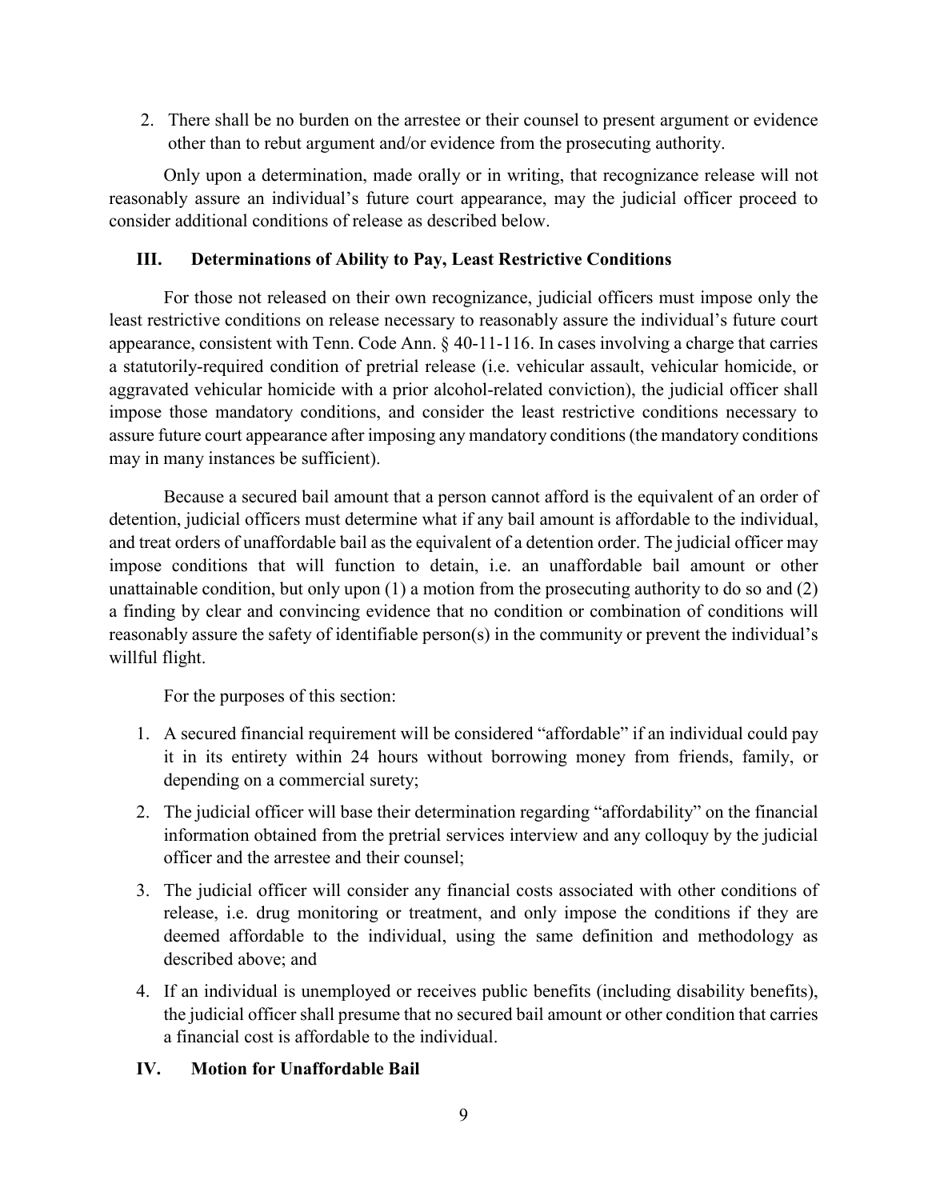2. There shall be no burden on the arrestee or their counsel to present argument or evidence other than to rebut argument and/or evidence from the prosecuting authority.

Only upon a determination, made orally or in writing, that recognizance release will not reasonably assure an individual's future court appearance, may the judicial officer proceed to consider additional conditions of release as described below.

## III. Determinations of Ability to Pay, Least Restrictive Conditions

For those not released on their own recognizance, judicial officers must impose only the least restrictive conditions on release necessary to reasonably assure the individual's future court appearance, consistent with Tenn. Code Ann. § 40-11-116. In cases involving a charge that carries a statutorily-required condition of pretrial release (i.e. vehicular assault, vehicular homicide, or aggravated vehicular homicide with a prior alcohol-related conviction), the judicial officer shall impose those mandatory conditions, and consider the least restrictive conditions necessary to assure future court appearance after imposing any mandatory conditions (the mandatory conditions may in many instances be sufficient).

Because a secured bail amount that a person cannot afford is the equivalent of an order of detention, judicial officers must determine what if any bail amount is affordable to the individual, and treat orders of unaffordable bail as the equivalent of a detention order. The judicial officer may impose conditions that will function to detain, i.e. an unaffordable bail amount or other unattainable condition, but only upon (1) a motion from the prosecuting authority to do so and (2) a finding by clear and convincing evidence that no condition or combination of conditions will reasonably assure the safety of identifiable person(s) in the community or prevent the individual's willful flight.

For the purposes of this section:

1. A secured financial requirement will be considered "affordable" if an individual could pay it in its entirety within 24 hours without borrowing money from friends, family, or depending on a commercial surety;
2. The judicial officer will base their determination regarding "affordability" on the financial information obtained from the pretrial services interview and any colloquy by the judicial officer and the arrestee and their counsel;
3. The judicial officer will consider any financial costs associated with other conditions of release, i.e. drug monitoring or treatment, and only impose the conditions if they are deemed affordable to the individual, using the same definition and methodology as described above; and
4. If an individual is unemployed or receives public benefits (including disability benefits), the judicial officer shall presume that no secured bail amount or other condition that carries a financial cost is affordable to the individual.

## IV. Motion for Unaffordable Bail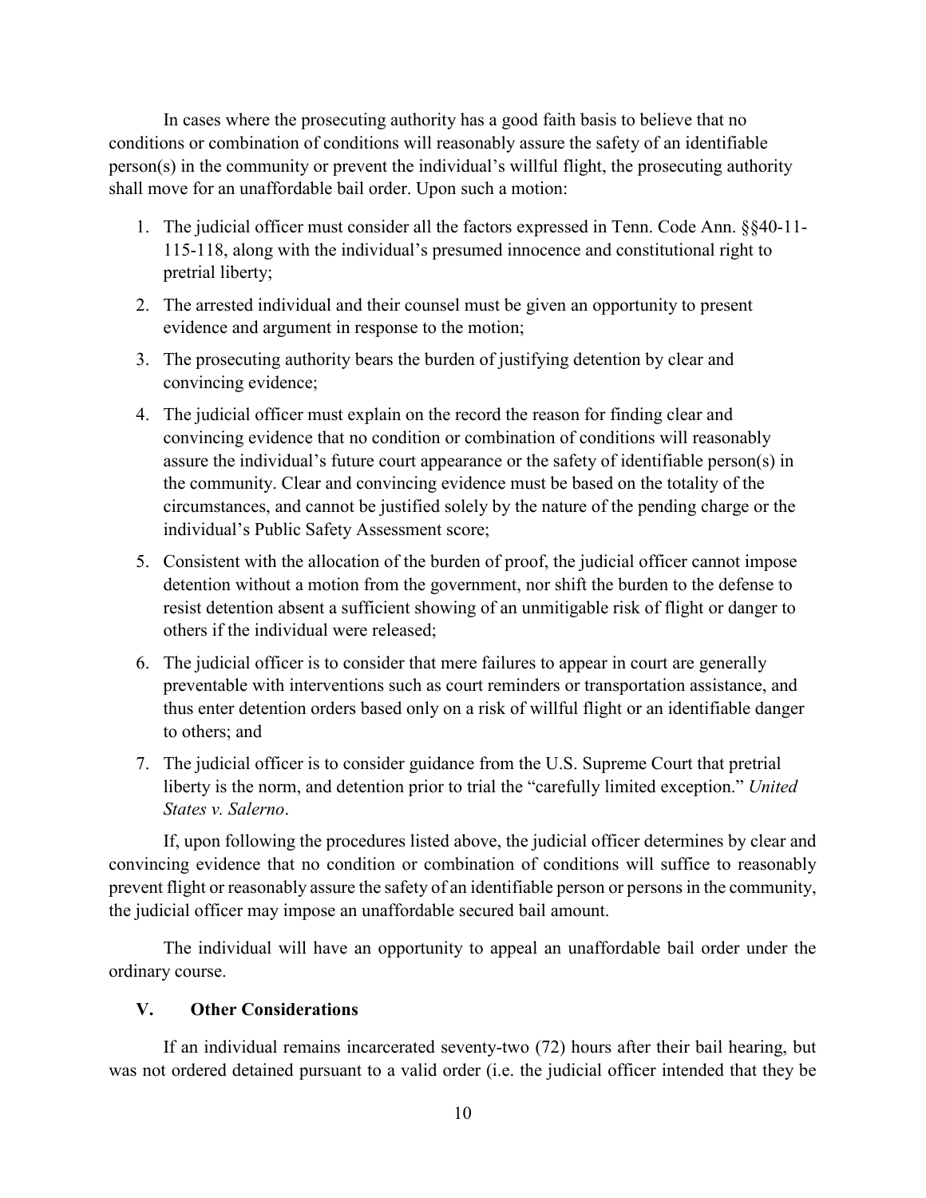In cases where the prosecuting authority has a good faith basis to believe that no conditions or combination of conditions will reasonably assure the safety of an identifiable person(s) in the community or prevent the individual's willful flight, the prosecuting authority shall move for an unaffordable bail order. Upon such a motion:

1. The judicial officer must consider all the factors expressed in Tenn. Code Ann. §§40-11-115-118, along with the individual's presumed innocence and constitutional right to pretrial liberty;
2. The arrested individual and their counsel must be given an opportunity to present evidence and argument in response to the motion;
3. The prosecuting authority bears the burden of justifying detention by clear and convincing evidence;
4. The judicial officer must explain on the record the reason for finding clear and convincing evidence that no condition or combination of conditions will reasonably assure the individual's future court appearance or the safety of identifiable person(s) in the community. Clear and convincing evidence must be based on the totality of the circumstances, and cannot be justified solely by the nature of the pending charge or the individual's Public Safety Assessment score;
5. Consistent with the allocation of the burden of proof, the judicial officer cannot impose detention without a motion from the government, nor shift the burden to the defense to resist detention absent a sufficient showing of an unmitigable risk of flight or danger to others if the individual were released;
6. The judicial officer is to consider that mere failures to appear in court are generally preventable with interventions such as court reminders or transportation assistance, and thus enter detention orders based only on a risk of willful flight or an identifiable danger to others; and
7. The judicial officer is to consider guidance from the U.S. Supreme Court that pretrial liberty is the norm, and detention prior to trial the "carefully limited exception." *United States v. Salerno*.

If, upon following the procedures listed above, the judicial officer determines by clear and convincing evidence that no condition or combination of conditions will suffice to reasonably prevent flight or reasonably assure the safety of an identifiable person or persons in the community, the judicial officer may impose an unaffordable secured bail amount.

The individual will have an opportunity to appeal an unaffordable bail order under the ordinary course.

## V. Other Considerations

If an individual remains incarcerated seventy-two (72) hours after their bail hearing, but was not ordered detained pursuant to a valid order (i.e. the judicial officer intended that they be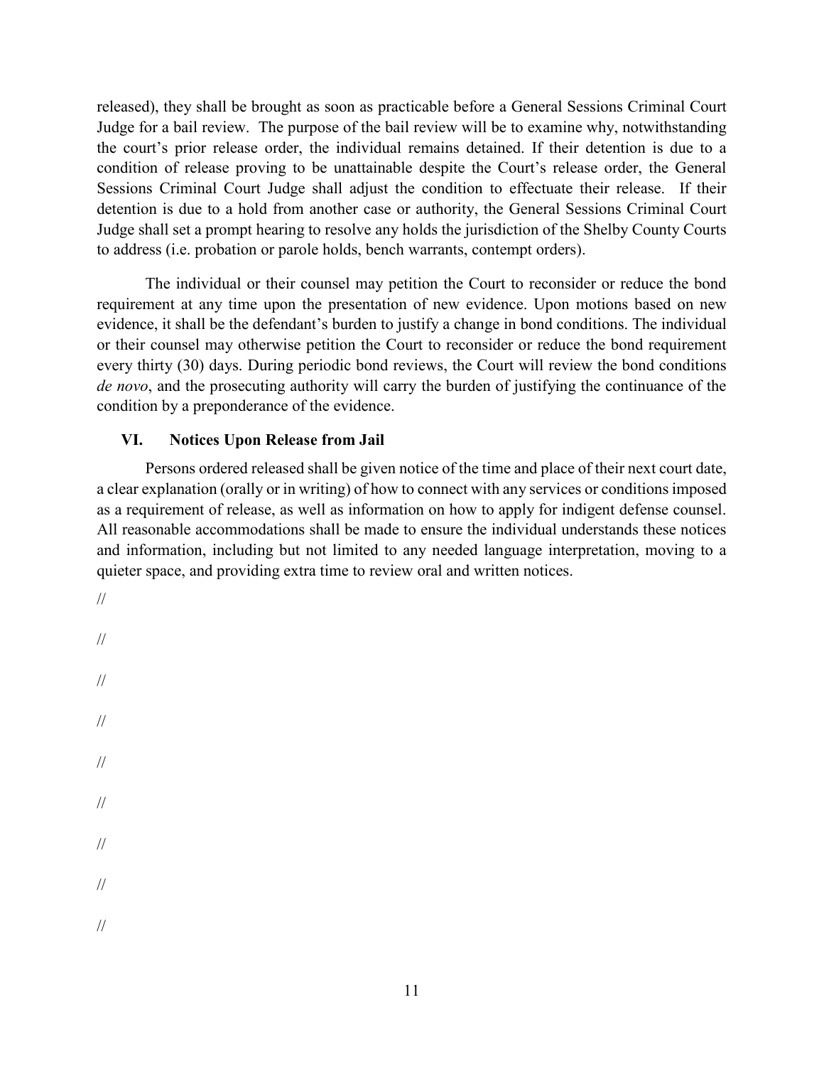released), they shall be brought as soon as practicable before a General Sessions Criminal Court Judge for a bail review. The purpose of the bail review will be to examine why, notwithstanding the court's prior release order, the individual remains detained. If their detention is due to a condition of release proving to be unattainable despite the Court's release order, the General Sessions Criminal Court Judge shall adjust the condition to effectuate their release. If their detention is due to a hold from another case or authority, the General Sessions Criminal Court Judge shall set a prompt hearing to resolve any holds the jurisdiction of the Shelby County Courts to address (i.e. probation or parole holds, bench warrants, contempt orders).

The individual or their counsel may petition the Court to reconsider or reduce the bond requirement at any time upon the presentation of new evidence. Upon motions based on new evidence, it shall be the defendant's burden to justify a change in bond conditions. The individual or their counsel may otherwise petition the Court to reconsider or reduce the bond requirement every thirty (30) days. During periodic bond reviews, the Court will review the bond conditions *de novo*, and the prosecuting authority will carry the burden of justifying the continuance of the condition by a preponderance of the evidence.

### VI. Notices Upon Release from Jail

Persons ordered released shall be given notice of the time and place of their next court date, a clear explanation (orally or in writing) of how to connect with any services or conditions imposed as a requirement of release, as well as information on how to apply for indigent defense counsel. All reasonable accommodations shall be made to ensure the individual understands these notices and information, including but not limited to any needed language interpretation, moving to a quieter space, and providing extra time to review oral and written notices.

//

//

//

//

//

//

//

//

//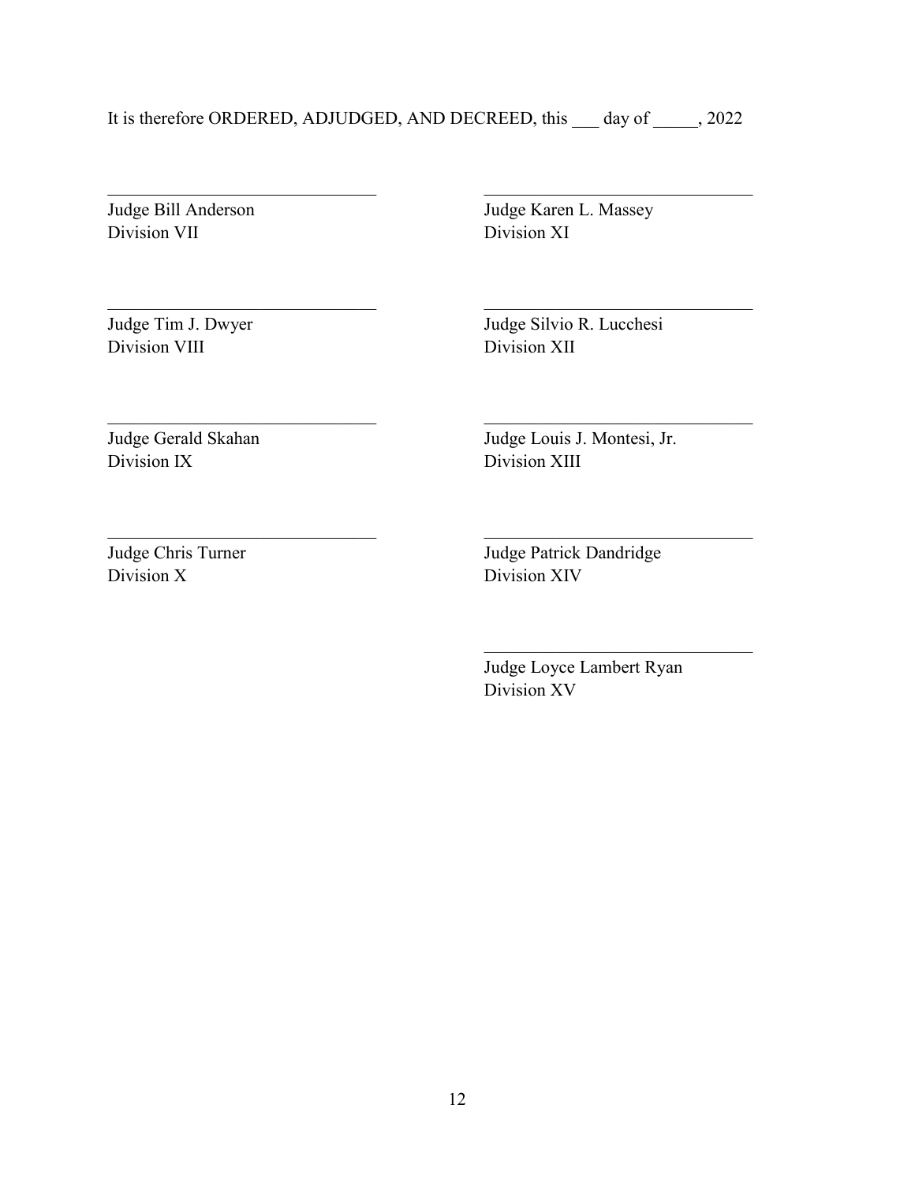It is therefore ORDERED, ADJUDGED, AND DECREED, this ___ day of _____, 2022

| | |
|---|---|
| ______________________________ | ______________________________ |
| Judge Bill Anderson<br>Division VII | Judge Karen L. Massey<br>Division XI |
| ______________________________ | ______________________________ |
| Judge Tim J. Dwyer<br>Division VIII | Judge Silvio R. Lucchesi<br>Division XII |
| ______________________________ | ______________________________ |
| Judge Gerald Skahan<br>Division IX | Judge Louis J. Montesi, Jr.<br>Division XIII |
| ______________________________ | ______________________________ |
| Judge Chris Turner<br>Division X | Judge Patrick Dandridge<br>Division XIV |
| | ______________________________ |
| | Judge Loyce Lambert Ryan<br>Division XV |